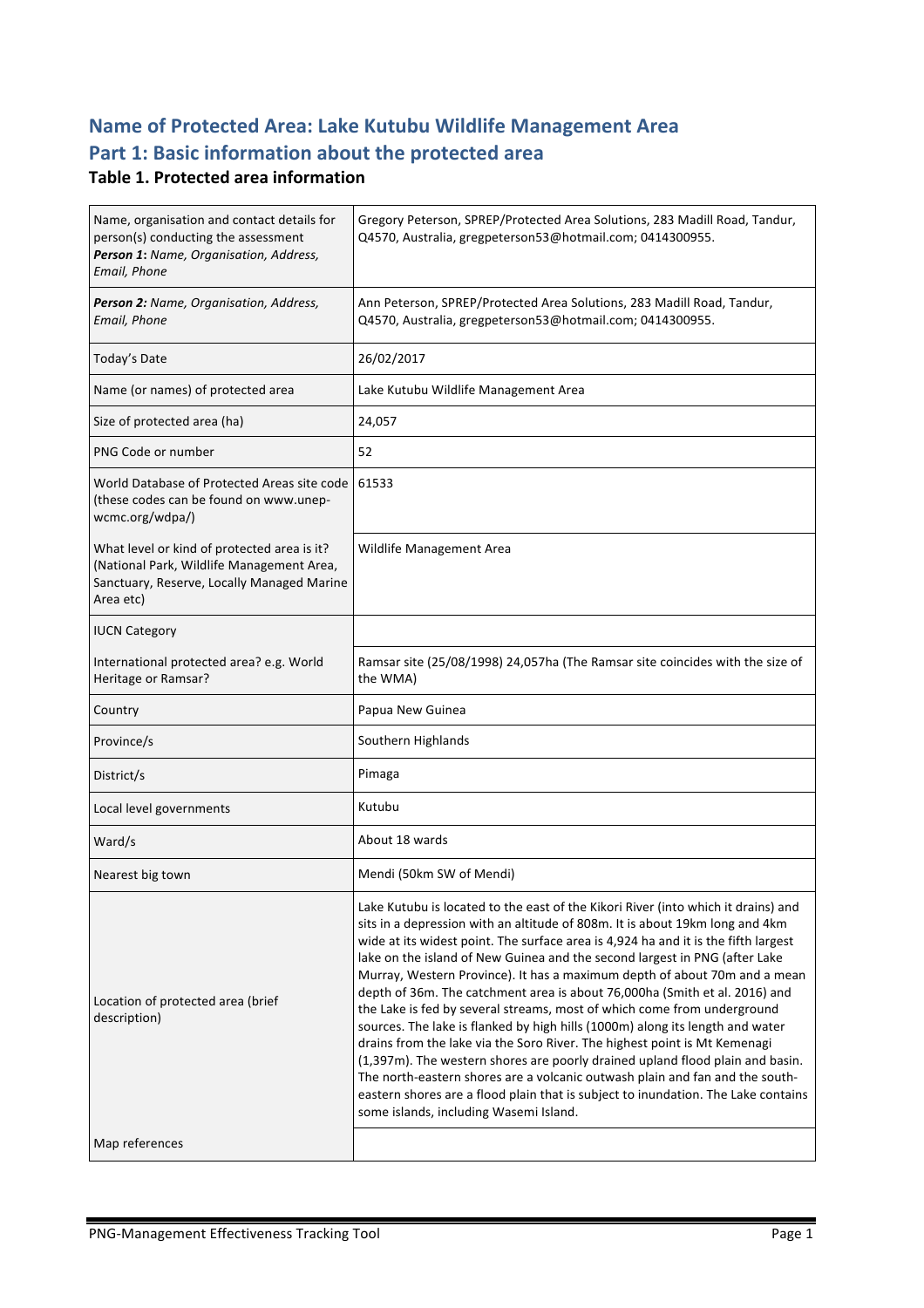# Name of Protected Area: Lake Kutubu Wildlife Management Area

## Part 1: Basic information about the protected area

### Table 1. Protected area information

| | |
|---|---|
| Name, organisation and contact details for person(s) conducting the assessment **Person 1**: *Name, Organisation, Address, Email, Phone* | Gregory Peterson, SPREP/Protected Area Solutions, 283 Madill Road, Tandur, Q4570, Australia, gregpeterson53@hotmail.com; 0414300955. |
| ***Person 2:*** *Name, Organisation, Address, Email, Phone* | Ann Peterson, SPREP/Protected Area Solutions, 283 Madill Road, Tandur, Q4570, Australia, gregpeterson53@hotmail.com; 0414300955. |
| Today's Date | 26/02/2017 |
| Name (or names) of protected area | Lake Kutubu Wildlife Management Area |
| Size of protected area (ha) | 24,057 |
| PNG Code or number | 52 |
| World Database of Protected Areas site code (these codes can be found on www.unep-wcmc.org/wdpa/) | 61533 |
| What level or kind of protected area is it? (National Park, Wildlife Management Area, Sanctuary, Reserve, Locally Managed Marine Area etc) | Wildlife Management Area |
| IUCN Category | |
| International protected area? e.g. World Heritage or Ramsar? | Ramsar site (25/08/1998) 24,057ha (The Ramsar site coincides with the size of the WMA) |
| Country | Papua New Guinea |
| Province/s | Southern Highlands |
| District/s | Pimaga |
| Local level governments | Kutubu |
| Ward/s | About 18 wards |
| Nearest big town | Mendi (50km SW of Mendi) |
| Location of protected area (brief description) | Lake Kutubu is located to the east of the Kikori River (into which it drains) and sits in a depression with an altitude of 808m. It is about 19km long and 4km wide at its widest point. The surface area is 4,924 ha and it is the fifth largest lake on the island of New Guinea and the second largest in PNG (after Lake Murray, Western Province). It has a maximum depth of about 70m and a mean depth of 36m. The catchment area is about 76,000ha (Smith et al. 2016) and the Lake is fed by several streams, most of which come from underground sources. The lake is flanked by high hills (1000m) along its length and water drains from the lake via the Soro River. The highest point is Mt Kemenagi (1,397m). The western shores are poorly drained upland flood plain and basin. The north-eastern shores are a volcanic outwash plain and fan and the south-eastern shores are a flood plain that is subject to inundation. The Lake contains some islands, including Wasemi Island. |
| Map references | |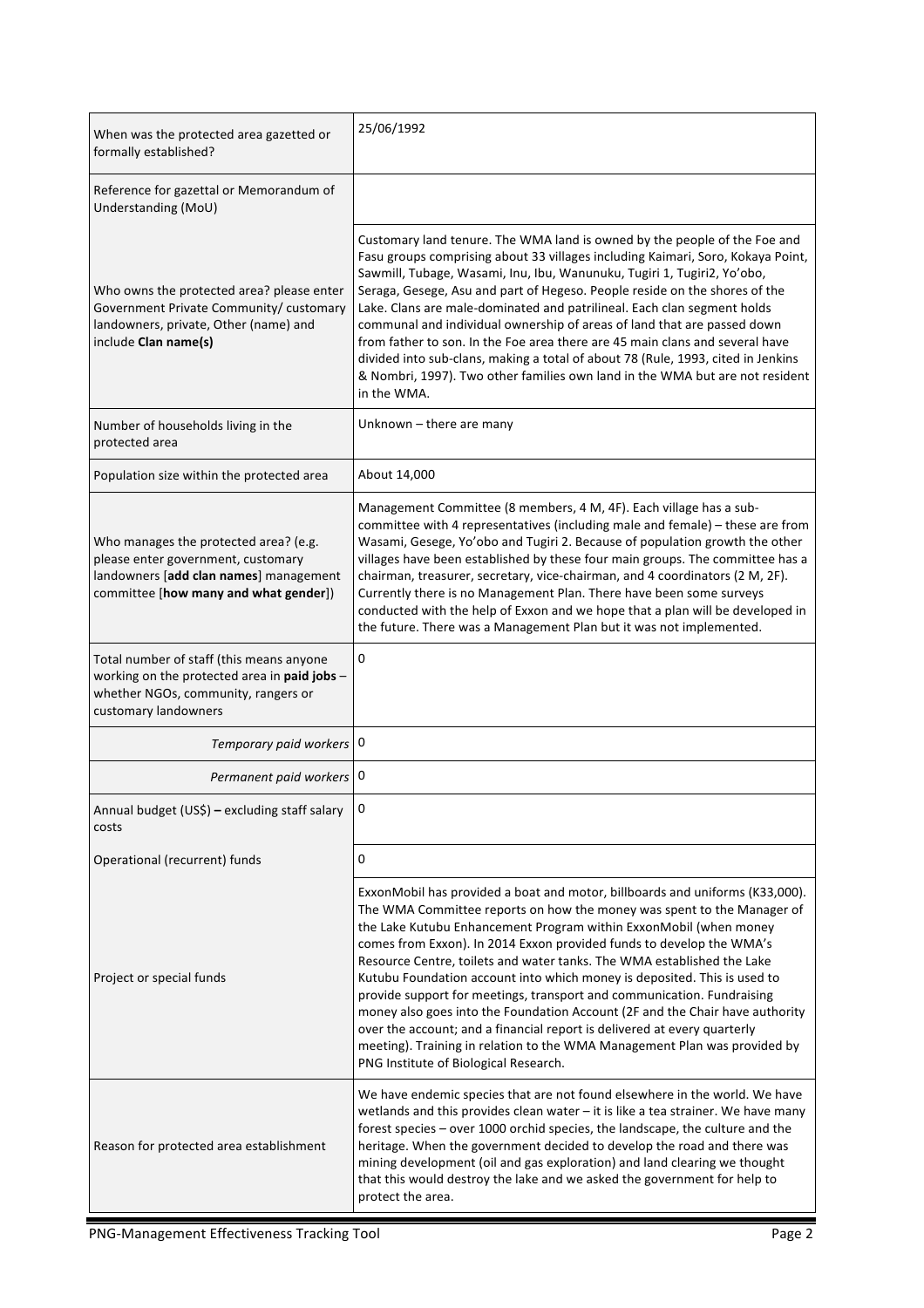| | |
|---|---|
| When was the protected area gazetted or formally established? | 25/06/1992 |
| Reference for gazettal or Memorandum of Understanding (MoU) | |
| Who owns the protected area? please enter Government Private Community/ customary landowners, private, Other (name) and include **Clan name(s)** | Customary land tenure. The WMA land is owned by the people of the Foe and Fasu groups comprising about 33 villages including Kaimari, Soro, Kokaya Point, Sawmill, Tubage, Wasami, Inu, Ibu, Wanunuku, Tugiri 1, Tugiri2, Yo'obo, Seraga, Gesege, Asu and part of Hegeso. People reside on the shores of the Lake. Clans are male-dominated and patrilineal. Each clan segment holds communal and individual ownership of areas of land that are passed down from father to son. In the Foe area there are 45 main clans and several have divided into sub-clans, making a total of about 78 (Rule, 1993, cited in Jenkins & Nombri, 1997). Two other families own land in the WMA but are not resident in the WMA. |
| Number of households living in the protected area | Unknown – there are many |
| Population size within the protected area | About 14,000 |
| Who manages the protected area? (e.g. please enter government, customary landowners [**add clan names**] management committee [**how many and what gender**]) | Management Committee (8 members, 4 M, 4F). Each village has a sub-committee with 4 representatives (including male and female) – these are from Wasami, Gesege, Yo'obo and Tugiri 2. Because of population growth the other villages have been established by these four main groups. The committee has a chairman, treasurer, secretary, vice-chairman, and 4 coordinators (2 M, 2F). Currently there is no Management Plan. There have been some surveys conducted with the help of Exxon and we hope that a plan will be developed in the future. There was a Management Plan but it was not implemented. |
| Total number of staff (this means anyone working on the protected area in **paid jobs** – whether NGOs, community, rangers or customary landowners | 0 |
| *Temporary paid workers* | 0 |
| *Permanent paid workers* | 0 |
| Annual budget (US$) **–** excluding staff salary costs | 0 |
| Operational (recurrent) funds | 0 |
| Project or special funds | ExxonMobil has provided a boat and motor, billboards and uniforms (K33,000). The WMA Committee reports on how the money was spent to the Manager of the Lake Kutubu Enhancement Program within ExxonMobil (when money comes from Exxon). In 2014 Exxon provided funds to develop the WMA's Resource Centre, toilets and water tanks. The WMA established the Lake Kutubu Foundation account into which money is deposited. This is used to provide support for meetings, transport and communication. Fundraising money also goes into the Foundation Account (2F and the Chair have authority over the account; and a financial report is delivered at every quarterly meeting). Training in relation to the WMA Management Plan was provided by PNG Institute of Biological Research. |
| Reason for protected area establishment | We have endemic species that are not found elsewhere in the world. We have wetlands and this provides clean water – it is like a tea strainer. We have many forest species – over 1000 orchid species, the landscape, the culture and the heritage. When the government decided to develop the road and there was mining development (oil and gas exploration) and land clearing we thought that this would destroy the lake and we asked the government for help to protect the area. |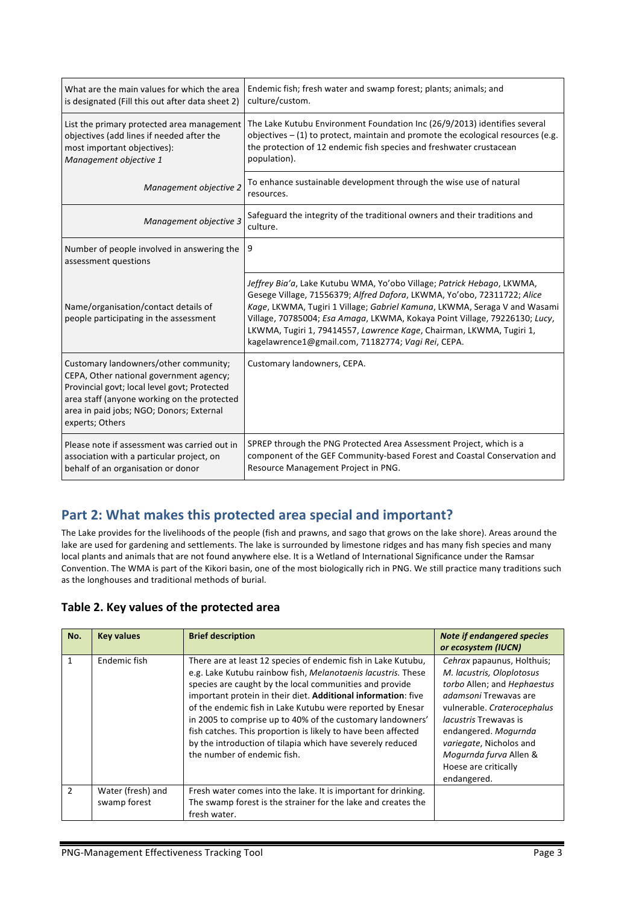| | |
|---|---|
| What are the main values for which the area is designated (Fill this out after data sheet 2) | Endemic fish; fresh water and swamp forest; plants; animals; and culture/custom. |
| List the primary protected area management objectives (add lines if needed after the most important objectives): *Management objective 1* | The Lake Kutubu Environment Foundation Inc (26/9/2013) identifies several objectives – (1) to protect, maintain and promote the ecological resources (e.g. the protection of 12 endemic fish species and freshwater crustacean population). |
| *Management objective 2* | To enhance sustainable development through the wise use of natural resources. |
| *Management objective 3* | Safeguard the integrity of the traditional owners and their traditions and culture. |
| Number of people involved in answering the assessment questions | 9 |
| Name/organisation/contact details of people participating in the assessment | *Jeffrey Bia'a*, Lake Kutubu WMA, Yo'obo Village; *Patrick Hebago*, LKWMA, Gesege Village, 71556379; *Alfred Dafora*, LKWMA, Yo'obo, 72311722; *Alice Kage*, LKWMA, Tugiri 1 Village; *Gabriel Kamuna*, LKWMA, Seraga V and Wasami Village, 70785004; *Esa Amaga*, LKWMA, Kokaya Point Village, 79226130; *Lucy*, LKWMA, Tugiri 1, 79414557, *Lawrence Kage*, Chairman, LKWMA, Tugiri 1, kagelawrence1@gmail.com, 71182774; *Vagi Rei*, CEPA. |
| Customary landowners/other community; CEPA, Other national government agency; Provincial govt; local level govt; Protected area staff (anyone working on the protected area in paid jobs; NGO; Donors; External experts; Others | Customary landowners, CEPA. |
| Please note if assessment was carried out in association with a particular project, on behalf of an organisation or donor | SPREP through the PNG Protected Area Assessment Project, which is a component of the GEF Community-based Forest and Coastal Conservation and Resource Management Project in PNG. |

## Part 2: What makes this protected area special and important?

The Lake provides for the livelihoods of the people (fish and prawns, and sago that grows on the lake shore). Areas around the lake are used for gardening and settlements. The lake is surrounded by limestone ridges and has many fish species and many local plants and animals that are not found anywhere else. It is a Wetland of International Significance under the Ramsar Convention. The WMA is part of the Kikori basin, one of the most biologically rich in PNG. We still practice many traditions such as the longhouses and traditional methods of burial.

### Table 2. Key values of the protected area

| No. | Key values | Brief description | *Note if endangered species or ecosystem (IUCN)* |
|---|---|---|---|
| 1 | Endemic fish | There are at least 12 species of endemic fish in Lake Kutubu, e.g. Lake Kutubu rainbow fish, *Melanotaenis lacustris.* These species are caught by the local communities and provide important protein in their diet. **Additional information**: five of the endemic fish in Lake Kutubu were reported by Enesar in 2005 to comprise up to 40% of the customary landowners' fish catches. This proportion is likely to have been affected by the introduction of tilapia which have severely reduced the number of endemic fish. | *Cehrax* papaunus, Holthuis; *M. lacustris, Oloplotosus torbo* Allen; and *Hephaestus adamsoni* Trewavas are vulnerable. *Craterocephalus lacustris* Trewavas is endangered. *Mogurnda variegate*, Nicholos and *Mogurnda furva* Allen & Hoese are critically endangered. |
| 2 | Water (fresh) and swamp forest | Fresh water comes into the lake. It is important for drinking. The swamp forest is the strainer for the lake and creates the fresh water. | |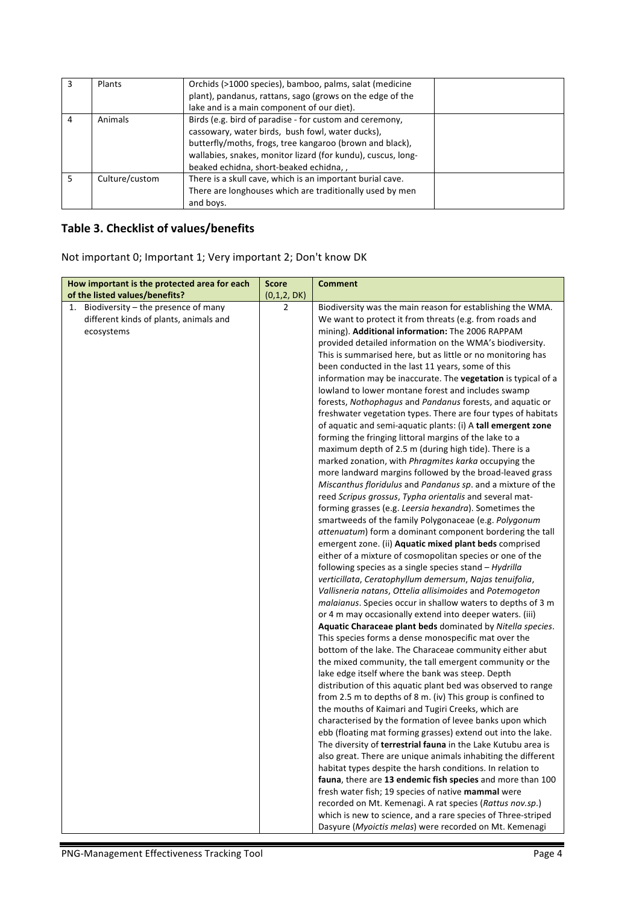| 3 | Plants | Orchids (>1000 species), bamboo, palms, salat (medicine plant), pandanus, rattans, sago (grows on the edge of the lake and is a main component of our diet). | |
|---|---|---|---|
| 4 | Animals | Birds (e.g. bird of paradise - for custom and ceremony, cassowary, water birds, bush fowl, water ducks), butterfly/moths, frogs, tree kangaroo (brown and black), wallabies, snakes, monitor lizard (for kundu), cuscus, long-beaked echidna, short-beaked echidna, , | |
| 5 | Culture/custom | There is a skull cave, which is an important burial cave. There are longhouses which are traditionally used by men and boys. | |

## Table 3. Checklist of values/benefits

Not important 0; Important 1; Very important 2; Don't know DK

| How important is the protected area for each of the listed values/benefits? | Score (0,1,2, DK) | Comment |
|---|---|---|
| 1. Biodiversity – the presence of many different kinds of plants, animals and ecosystems | 2 | Biodiversity was the main reason for establishing the WMA. We want to protect it from threats (e.g. from roads and mining). **Additional information:** The 2006 RAPPAM provided detailed information on the WMA's biodiversity. This is summarised here, but as little or no monitoring has been conducted in the last 11 years, some of this information may be inaccurate. The **vegetation** is typical of a lowland to lower montane forest and includes swamp forests, *Nothophagus* and *Pandanus* forests, and aquatic or freshwater vegetation types. There are four types of habitats of aquatic and semi-aquatic plants: (i) A **tall emergent zone** forming the fringing littoral margins of the lake to a maximum depth of 2.5 m (during high tide). There is a marked zonation, with *Phragmites karka* occupying the more landward margins followed by the broad-leaved grass *Miscanthus floridulus* and *Pandanus sp*. and a mixture of the reed *Scripus grossus*, *Typha orientalis* and several mat-forming grasses (e.g. *Leersia hexandra*). Sometimes the smartweeds of the family Polygonaceae (e.g. *Polygonum attenuatum*) form a dominant component bordering the tall emergent zone. (ii) **Aquatic mixed plant beds** comprised either of a mixture of cosmopolitan species or one of the following species as a single species stand – *Hydrilla verticillata*, *Ceratophyllum demersum*, *Najas tenuifolia*, *Vallisneria natans*, *Ottelia allisimoides* and *Potemogeton malaianus*. Species occur in shallow waters to depths of 3 m or 4 m may occasionally extend into deeper waters. (iii) **Aquatic Characeae plant beds** dominated by *Nitella species*. This species forms a dense monospecific mat over the bottom of the lake. The Characeae community either abut the mixed community, the tall emergent community or the lake edge itself where the bank was steep. Depth distribution of this aquatic plant bed was observed to range from 2.5 m to depths of 8 m. (iv) This group is confined to the mouths of Kaimari and Tugiri Creeks, which are characterised by the formation of levee banks upon which ebb (floating mat forming grasses) extend out into the lake. The diversity of **terrestrial fauna** in the Lake Kutubu area is also great. There are unique animals inhabiting the different habitat types despite the harsh conditions. In relation to **fauna**, there are **13 endemic fish species** and more than 100 fresh water fish; 19 species of native **mammal** were recorded on Mt. Kemenagi. A rat species (*Rattus nov.sp*.) which is new to science, and a rare species of Three-striped Dasyure (*Myoictis melas*) were recorded on Mt. Kemenagi |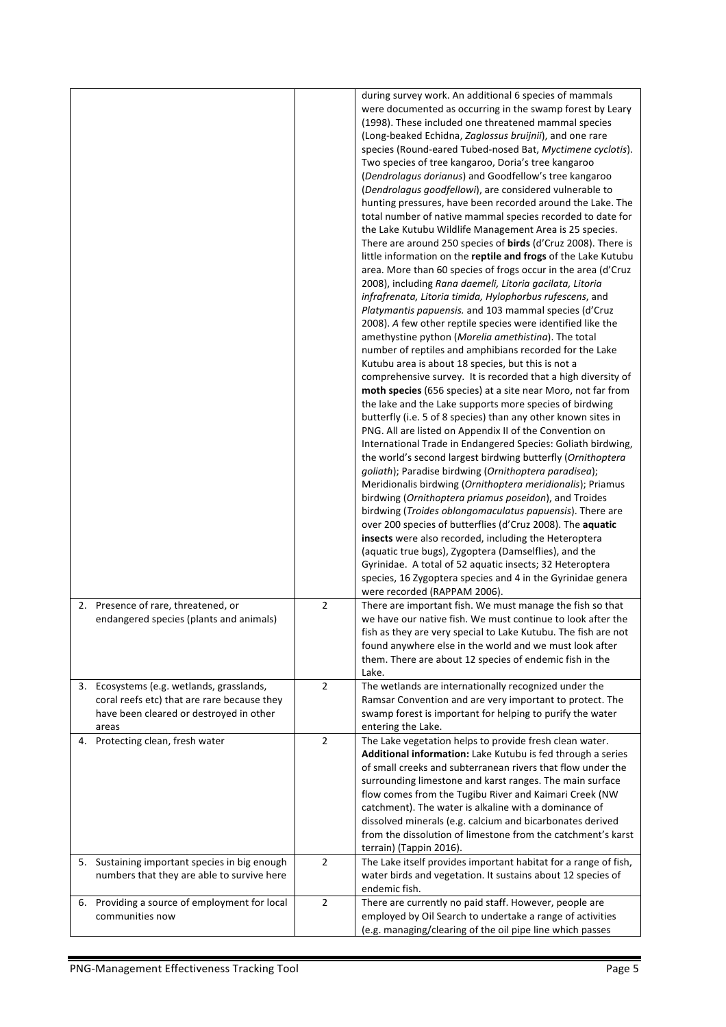| | | |
|---|---|---|
| | | during survey work. An additional 6 species of mammals were documented as occurring in the swamp forest by Leary (1998). These included one threatened mammal species (Long-beaked Echidna, *Zaglossus bruijnii*), and one rare species (Round-eared Tubed-nosed Bat, *Myctimene cyclotis*). Two species of tree kangaroo, Doria's tree kangaroo (*Dendrolagus dorianus*) and Goodfellow's tree kangaroo (*Dendrolagus goodfellowi*), are considered vulnerable to hunting pressures, have been recorded around the Lake. The total number of native mammal species recorded to date for the Lake Kutubu Wildlife Management Area is 25 species. There are around 250 species of **birds** (d'Cruz 2008). There is little information on the **reptile and frogs** of the Lake Kutubu area. More than 60 species of frogs occur in the area (d'Cruz 2008), including *Rana daemeli, Litoria gacilata, Litoria infrafrenata, Litoria timida, Hylophorbus rufescens*, and *Platymantis papuensis.* and 103 mammal species (d'Cruz 2008). *A* few other reptile species were identified like the amethystine python (*Morelia amethistina*). The total number of reptiles and amphibians recorded for the Lake Kutubu area is about 18 species, but this is not a comprehensive survey. It is recorded that a high diversity of **moth species** (656 species) at a site near Moro, not far from the lake and the Lake supports more species of birdwing butterfly (i.e. 5 of 8 species) than any other known sites in PNG. All are listed on Appendix II of the Convention on International Trade in Endangered Species: Goliath birdwing, the world's second largest birdwing butterfly (*Ornithoptera goliath*); Paradise birdwing (*Ornithoptera paradisea*); Meridionalis birdwing (*Ornithoptera meridionalis*); Priamus birdwing (*Ornithoptera priamus poseidon*), and Troides birdwing (*Troides oblongomaculatus papuensis*). There are over 200 species of butterflies (d'Cruz 2008). The **aquatic insects** were also recorded, including the Heteroptera (aquatic true bugs), Zygoptera (Damselflies), and the Gyrinidae. A total of 52 aquatic insects; 32 Heteroptera species, 16 Zygoptera species and 4 in the Gyrinidae genera were recorded (RAPPAM 2006). |
| 2. Presence of rare, threatened, or endangered species (plants and animals) | 2 | There are important fish. We must manage the fish so that we have our native fish. We must continue to look after the fish as they are very special to Lake Kutubu. The fish are not found anywhere else in the world and we must look after them. There are about 12 species of endemic fish in the Lake. |
| 3. Ecosystems (e.g. wetlands, grasslands, coral reefs etc) that are rare because they have been cleared or destroyed in other areas | 2 | The wetlands are internationally recognized under the Ramsar Convention and are very important to protect. The swamp forest is important for helping to purify the water entering the Lake. |
| 4. Protecting clean, fresh water | 2 | The Lake vegetation helps to provide fresh clean water. **Additional information:** Lake Kutubu is fed through a series of small creeks and subterranean rivers that flow under the surrounding limestone and karst ranges. The main surface flow comes from the Tugibu River and Kaimari Creek (NW catchment). The water is alkaline with a dominance of dissolved minerals (e.g. calcium and bicarbonates derived from the dissolution of limestone from the catchment's karst terrain) (Tappin 2016). |
| 5. Sustaining important species in big enough numbers that they are able to survive here | 2 | The Lake itself provides important habitat for a range of fish, water birds and vegetation. It sustains about 12 species of endemic fish. |
| 6. Providing a source of employment for local communities now | 2 | There are currently no paid staff. However, people are employed by Oil Search to undertake a range of activities (e.g. managing/clearing of the oil pipe line which passes |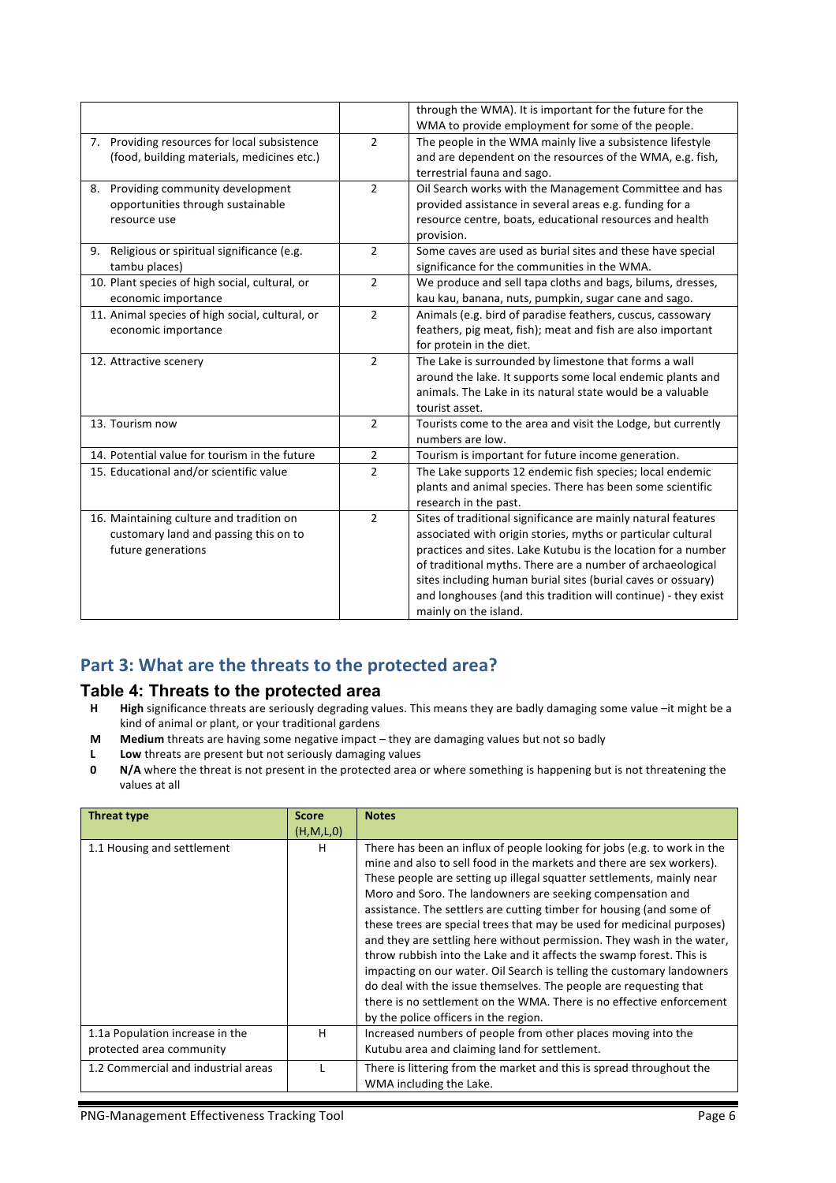| | | |
|---|---|---|
| | | through the WMA). It is important for the future for the WMA to provide employment for some of the people. |
| 7. Providing resources for local subsistence (food, building materials, medicines etc.) | 2 | The people in the WMA mainly live a subsistence lifestyle and are dependent on the resources of the WMA, e.g. fish, terrestrial fauna and sago. |
| 8. Providing community development opportunities through sustainable resource use | 2 | Oil Search works with the Management Committee and has provided assistance in several areas e.g. funding for a resource centre, boats, educational resources and health provision. |
| 9. Religious or spiritual significance (e.g. tambu places) | 2 | Some caves are used as burial sites and these have special significance for the communities in the WMA. |
| 10. Plant species of high social, cultural, or economic importance | 2 | We produce and sell tapa cloths and bags, bilums, dresses, kau kau, banana, nuts, pumpkin, sugar cane and sago. |
| 11. Animal species of high social, cultural, or economic importance | 2 | Animals (e.g. bird of paradise feathers, cuscus, cassowary feathers, pig meat, fish); meat and fish are also important for protein in the diet. |
| 12. Attractive scenery | 2 | The Lake is surrounded by limestone that forms a wall around the lake. It supports some local endemic plants and animals. The Lake in its natural state would be a valuable tourist asset. |
| 13. Tourism now | 2 | Tourists come to the area and visit the Lodge, but currently numbers are low. |
| 14. Potential value for tourism in the future | 2 | Tourism is important for future income generation. |
| 15. Educational and/or scientific value | 2 | The Lake supports 12 endemic fish species; local endemic plants and animal species. There has been some scientific research in the past. |
| 16. Maintaining culture and tradition on customary land and passing this on to future generations | 2 | Sites of traditional significance are mainly natural features associated with origin stories, myths or particular cultural practices and sites. Lake Kutubu is the location for a number of traditional myths. There are a number of archaeological sites including human burial sites (burial caves or ossuary) and longhouses (and this tradition will continue) - they exist mainly on the island. |

## Part 3: What are the threats to the protected area?

### Table 4: Threats to the protected area

- **H** **High** significance threats are seriously degrading values. This means they are badly damaging some value –it might be a kind of animal or plant, or your traditional gardens
- **M** **Medium** threats are having some negative impact – they are damaging values but not so badly
- **L** **Low** threats are present but not seriously damaging values
- **0** **N/A** where the threat is not present in the protected area or where something is happening but is not threatening the values at all

| Threat type | Score (H,M,L,0) | Notes |
|---|---|---|
| 1.1 Housing and settlement | H | There has been an influx of people looking for jobs (e.g. to work in the mine and also to sell food in the markets and there are sex workers). These people are setting up illegal squatter settlements, mainly near Moro and Soro. The landowners are seeking compensation and assistance. The settlers are cutting timber for housing (and some of these trees are special trees that may be used for medicinal purposes) and they are settling here without permission. They wash in the water, throw rubbish into the Lake and it affects the swamp forest. This is impacting on our water. Oil Search is telling the customary landowners do deal with the issue themselves. The people are requesting that there is no settlement on the WMA. There is no effective enforcement by the police officers in the region. |
| 1.1a Population increase in the protected area community | H | Increased numbers of people from other places moving into the Kutubu area and claiming land for settlement. |
| 1.2 Commercial and industrial areas | L | There is littering from the market and this is spread throughout the WMA including the Lake. |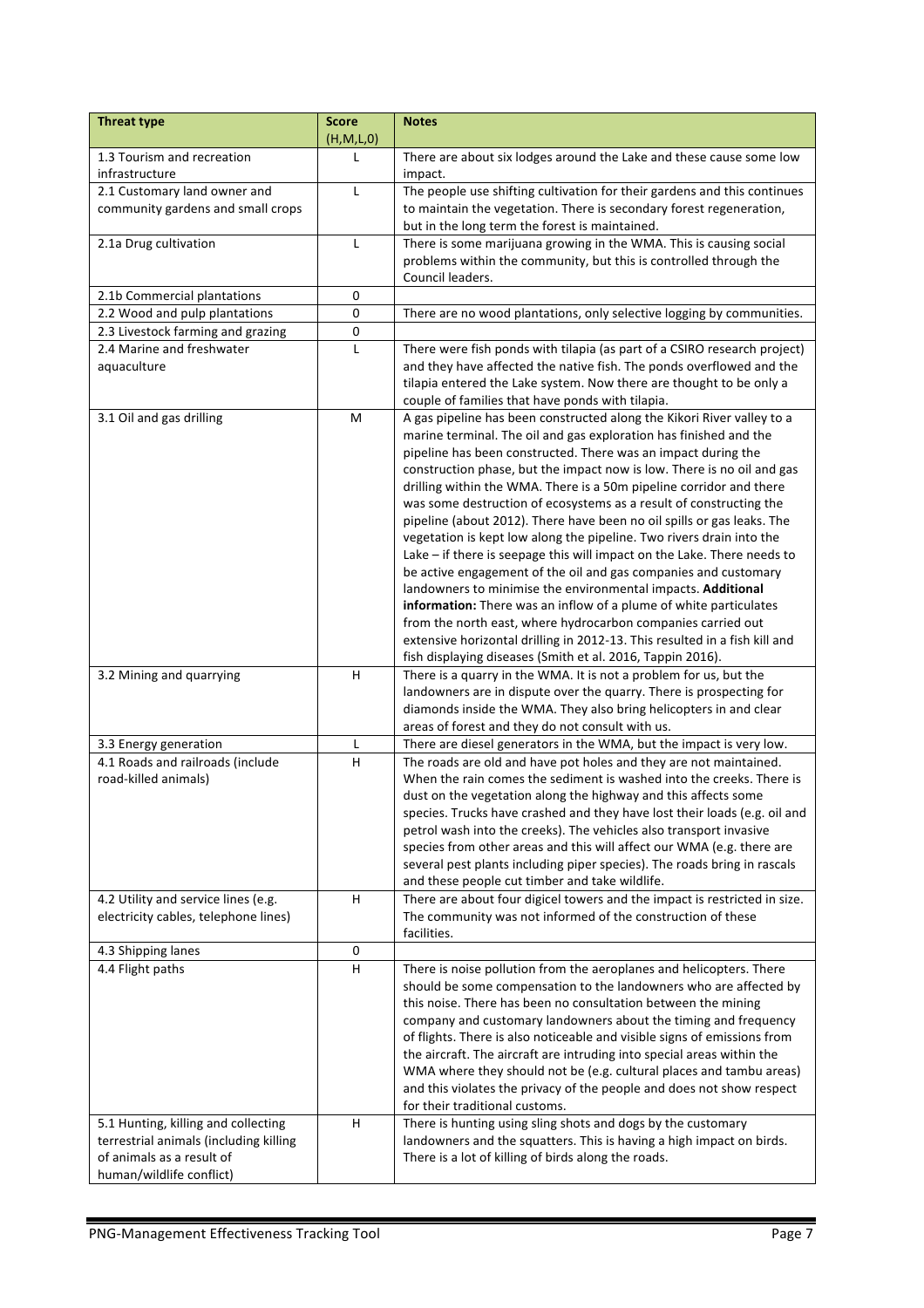| Threat type | Score (H,M,L,0) | Notes |
|---|---|---|
| 1.3 Tourism and recreation infrastructure | L | There are about six lodges around the Lake and these cause some low impact. |
| 2.1 Customary land owner and community gardens and small crops | L | The people use shifting cultivation for their gardens and this continues to maintain the vegetation. There is secondary forest regeneration, but in the long term the forest is maintained. |
| 2.1a Drug cultivation | L | There is some marijuana growing in the WMA. This is causing social problems within the community, but this is controlled through the Council leaders. |
| 2.1b Commercial plantations | 0 | |
| 2.2 Wood and pulp plantations | 0 | There are no wood plantations, only selective logging by communities. |
| 2.3 Livestock farming and grazing | 0 | |
| 2.4 Marine and freshwater aquaculture | L | There were fish ponds with tilapia (as part of a CSIRO research project) and they have affected the native fish. The ponds overflowed and the tilapia entered the Lake system. Now there are thought to be only a couple of families that have ponds with tilapia. |
| 3.1 Oil and gas drilling | M | A gas pipeline has been constructed along the Kikori River valley to a marine terminal. The oil and gas exploration has finished and the pipeline has been constructed. There was an impact during the construction phase, but the impact now is low. There is no oil and gas drilling within the WMA. There is a 50m pipeline corridor and there was some destruction of ecosystems as a result of constructing the pipeline (about 2012). There have been no oil spills or gas leaks. The vegetation is kept low along the pipeline. Two rivers drain into the Lake – if there is seepage this will impact on the Lake. There needs to be active engagement of the oil and gas companies and customary landowners to minimise the environmental impacts. **Additional information:** There was an inflow of a plume of white particulates from the north east, where hydrocarbon companies carried out extensive horizontal drilling in 2012-13. This resulted in a fish kill and fish displaying diseases (Smith et al. 2016, Tappin 2016). |
| 3.2 Mining and quarrying | H | There is a quarry in the WMA. It is not a problem for us, but the landowners are in dispute over the quarry. There is prospecting for diamonds inside the WMA. They also bring helicopters in and clear areas of forest and they do not consult with us. |
| 3.3 Energy generation | L | There are diesel generators in the WMA, but the impact is very low. |
| 4.1 Roads and railroads (include road-killed animals) | H | The roads are old and have pot holes and they are not maintained. When the rain comes the sediment is washed into the creeks. There is dust on the vegetation along the highway and this affects some species. Trucks have crashed and they have lost their loads (e.g. oil and petrol wash into the creeks). The vehicles also transport invasive species from other areas and this will affect our WMA (e.g. there are several pest plants including piper species). The roads bring in rascals and these people cut timber and take wildlife. |
| 4.2 Utility and service lines (e.g. electricity cables, telephone lines) | H | There are about four digicel towers and the impact is restricted in size. The community was not informed of the construction of these facilities. |
| 4.3 Shipping lanes | 0 | |
| 4.4 Flight paths | H | There is noise pollution from the aeroplanes and helicopters. There should be some compensation to the landowners who are affected by this noise. There has been no consultation between the mining company and customary landowners about the timing and frequency of flights. There is also noticeable and visible signs of emissions from the aircraft. The aircraft are intruding into special areas within the WMA where they should not be (e.g. cultural places and tambu areas) and this violates the privacy of the people and does not show respect for their traditional customs. |
| 5.1 Hunting, killing and collecting terrestrial animals (including killing of animals as a result of human/wildlife conflict) | H | There is hunting using sling shots and dogs by the customary landowners and the squatters. This is having a high impact on birds. There is a lot of killing of birds along the roads. |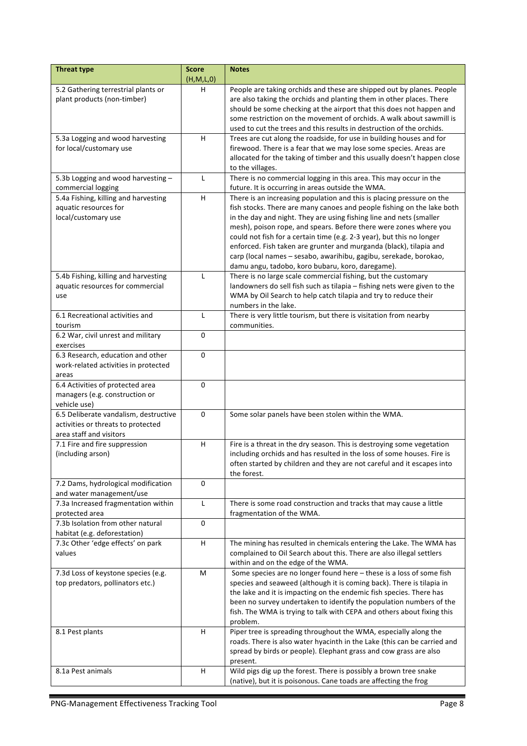| Threat type | Score (H,M,L,0) | Notes |
| --- | --- | --- |
| 5.2 Gathering terrestrial plants or plant products (non-timber) | H | People are taking orchids and these are shipped out by planes. People are also taking the orchids and planting them in other places. There should be some checking at the airport that this does not happen and some restriction on the movement of orchids. A walk about sawmill is used to cut the trees and this results in destruction of the orchids. |
| 5.3a Logging and wood harvesting for local/customary use | H | Trees are cut along the roadside, for use in building houses and for firewood. There is a fear that we may lose some species. Areas are allocated for the taking of timber and this usually doesn't happen close to the villages. |
| 5.3b Logging and wood harvesting – commercial logging | L | There is no commercial logging in this area. This may occur in the future. It is occurring in areas outside the WMA. |
| 5.4a Fishing, killing and harvesting aquatic resources for local/customary use | H | There is an increasing population and this is placing pressure on the fish stocks. There are many canoes and people fishing on the lake both in the day and night. They are using fishing line and nets (smaller mesh), poison rope, and spears. Before there were zones where you could not fish for a certain time (e.g. 2-3 year), but this no longer enforced. Fish taken are grunter and murganda (black), tilapia and carp (local names – sesabo, awarihibu, gagibu, serekade, borokao, damu angu, tadobo, koro bubaru, koro, daregame). |
| 5.4b Fishing, killing and harvesting aquatic resources for commercial use | L | There is no large scale commercial fishing, but the customary landowners do sell fish such as tilapia – fishing nets were given to the WMA by Oil Search to help catch tilapia and try to reduce their numbers in the lake. |
| 6.1 Recreational activities and tourism | L | There is very little tourism, but there is visitation from nearby communities. |
| 6.2 War, civil unrest and military exercises | 0 | |
| 6.3 Research, education and other work-related activities in protected areas | 0 | |
| 6.4 Activities of protected area managers (e.g. construction or vehicle use) | 0 | |
| 6.5 Deliberate vandalism, destructive activities or threats to protected area staff and visitors | 0 | Some solar panels have been stolen within the WMA. |
| 7.1 Fire and fire suppression (including arson) | H | Fire is a threat in the dry season. This is destroying some vegetation including orchids and has resulted in the loss of some houses. Fire is often started by children and they are not careful and it escapes into the forest. |
| 7.2 Dams, hydrological modification and water management/use | 0 | |
| 7.3a Increased fragmentation within protected area | L | There is some road construction and tracks that may cause a little fragmentation of the WMA. |
| 7.3b Isolation from other natural habitat (e.g. deforestation) | 0 | |
| 7.3c Other 'edge effects' on park values | H | The mining has resulted in chemicals entering the Lake. The WMA has complained to Oil Search about this. There are also illegal settlers within and on the edge of the WMA. |
| 7.3d Loss of keystone species (e.g. top predators, pollinators etc.) | M | Some species are no longer found here – these is a loss of some fish species and seaweed (although it is coming back). There is tilapia in the lake and it is impacting on the endemic fish species. There has been no survey undertaken to identify the population numbers of the fish. The WMA is trying to talk with CEPA and others about fixing this problem. |
| 8.1 Pest plants | H | Piper tree is spreading throughout the WMA, especially along the roads. There is also water hyacinth in the Lake (this can be carried and spread by birds or people). Elephant grass and cow grass are also present. |
| 8.1a Pest animals | H | Wild pigs dig up the forest. There is possibly a brown tree snake (native), but it is poisonous. Cane toads are affecting the frog |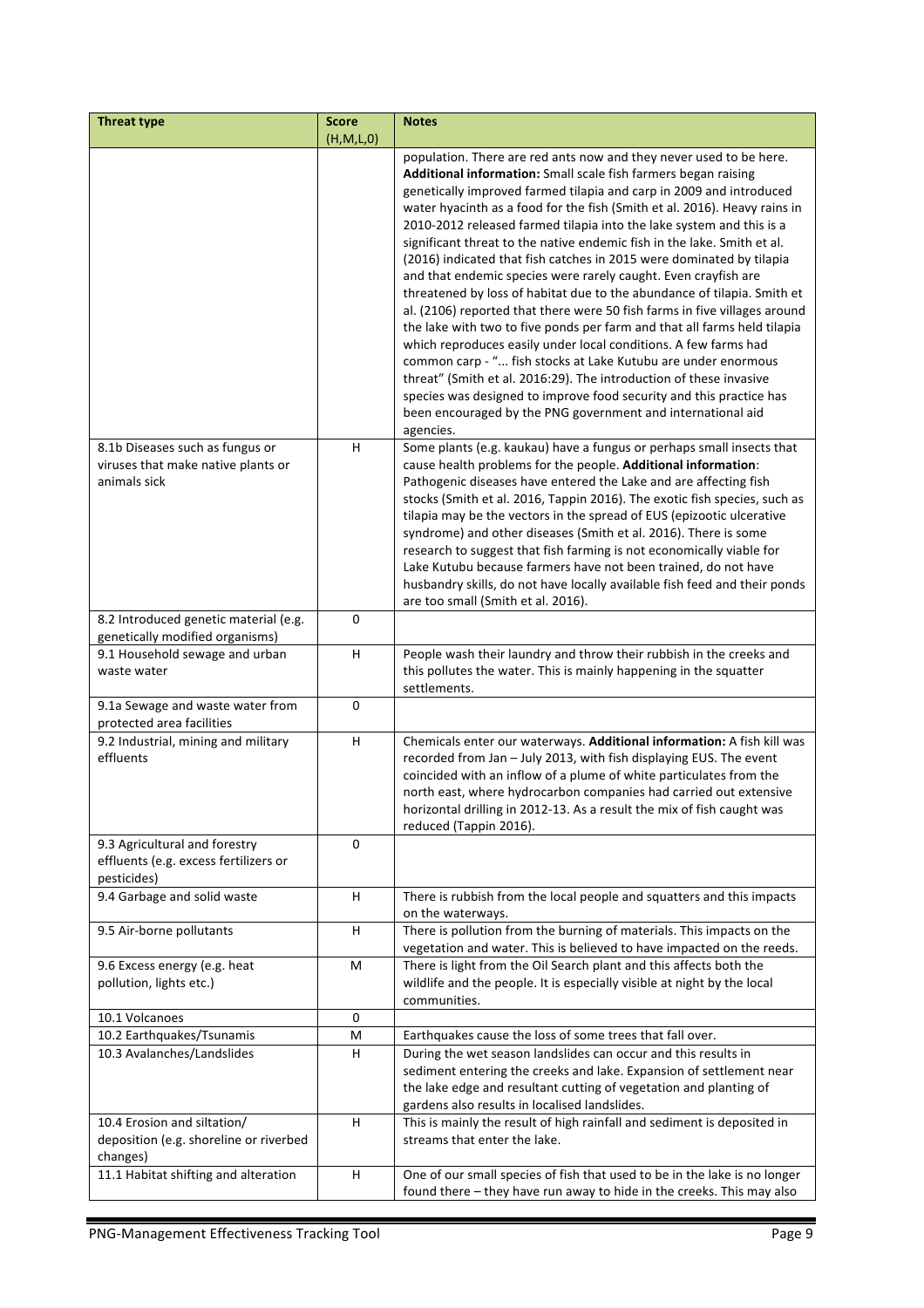| Threat type | Score (H,M,L,0) | Notes |
|---|---|---|
| | | population. There are red ants now and they never used to be here. **Additional information:** Small scale fish farmers began raising genetically improved farmed tilapia and carp in 2009 and introduced water hyacinth as a food for the fish (Smith et al. 2016). Heavy rains in 2010-2012 released farmed tilapia into the lake system and this is a significant threat to the native endemic fish in the lake. Smith et al. (2016) indicated that fish catches in 2015 were dominated by tilapia and that endemic species were rarely caught. Even crayfish are threatened by loss of habitat due to the abundance of tilapia. Smith et al. (2106) reported that there were 50 fish farms in five villages around the lake with two to five ponds per farm and that all farms held tilapia which reproduces easily under local conditions. A few farms had common carp - "... fish stocks at Lake Kutubu are under enormous threat" (Smith et al. 2016:29). The introduction of these invasive species was designed to improve food security and this practice has been encouraged by the PNG government and international aid agencies. |
| 8.1b Diseases such as fungus or viruses that make native plants or animals sick | H | Some plants (e.g. kaukau) have a fungus or perhaps small insects that cause health problems for the people. **Additional information**: Pathogenic diseases have entered the Lake and are affecting fish stocks (Smith et al. 2016, Tappin 2016). The exotic fish species, such as tilapia may be the vectors in the spread of EUS (epizootic ulcerative syndrome) and other diseases (Smith et al. 2016). There is some research to suggest that fish farming is not economically viable for Lake Kutubu because farmers have not been trained, do not have husbandry skills, do not have locally available fish feed and their ponds are too small (Smith et al. 2016). |
| 8.2 Introduced genetic material (e.g. genetically modified organisms) | 0 | |
| 9.1 Household sewage and urban waste water | H | People wash their laundry and throw their rubbish in the creeks and this pollutes the water. This is mainly happening in the squatter settlements. |
| 9.1a Sewage and waste water from protected area facilities | 0 | |
| 9.2 Industrial, mining and military effluents | H | Chemicals enter our waterways. **Additional information:** A fish kill was recorded from Jan – July 2013, with fish displaying EUS. The event coincided with an inflow of a plume of white particulates from the north east, where hydrocarbon companies had carried out extensive horizontal drilling in 2012-13. As a result the mix of fish caught was reduced (Tappin 2016). |
| 9.3 Agricultural and forestry effluents (e.g. excess fertilizers or pesticides) | 0 | |
| 9.4 Garbage and solid waste | H | There is rubbish from the local people and squatters and this impacts on the waterways. |
| 9.5 Air-borne pollutants | H | There is pollution from the burning of materials. This impacts on the vegetation and water. This is believed to have impacted on the reeds. |
| 9.6 Excess energy (e.g. heat pollution, lights etc.) | M | There is light from the Oil Search plant and this affects both the wildlife and the people. It is especially visible at night by the local communities. |
| 10.1 Volcanoes | 0 | |
| 10.2 Earthquakes/Tsunamis | M | Earthquakes cause the loss of some trees that fall over. |
| 10.3 Avalanches/Landslides | H | During the wet season landslides can occur and this results in sediment entering the creeks and lake. Expansion of settlement near the lake edge and resultant cutting of vegetation and planting of gardens also results in localised landslides. |
| 10.4 Erosion and siltation/ deposition (e.g. shoreline or riverbed changes) | H | This is mainly the result of high rainfall and sediment is deposited in streams that enter the lake. |
| 11.1 Habitat shifting and alteration | H | One of our small species of fish that used to be in the lake is no longer found there – they have run away to hide in the creeks. This may also |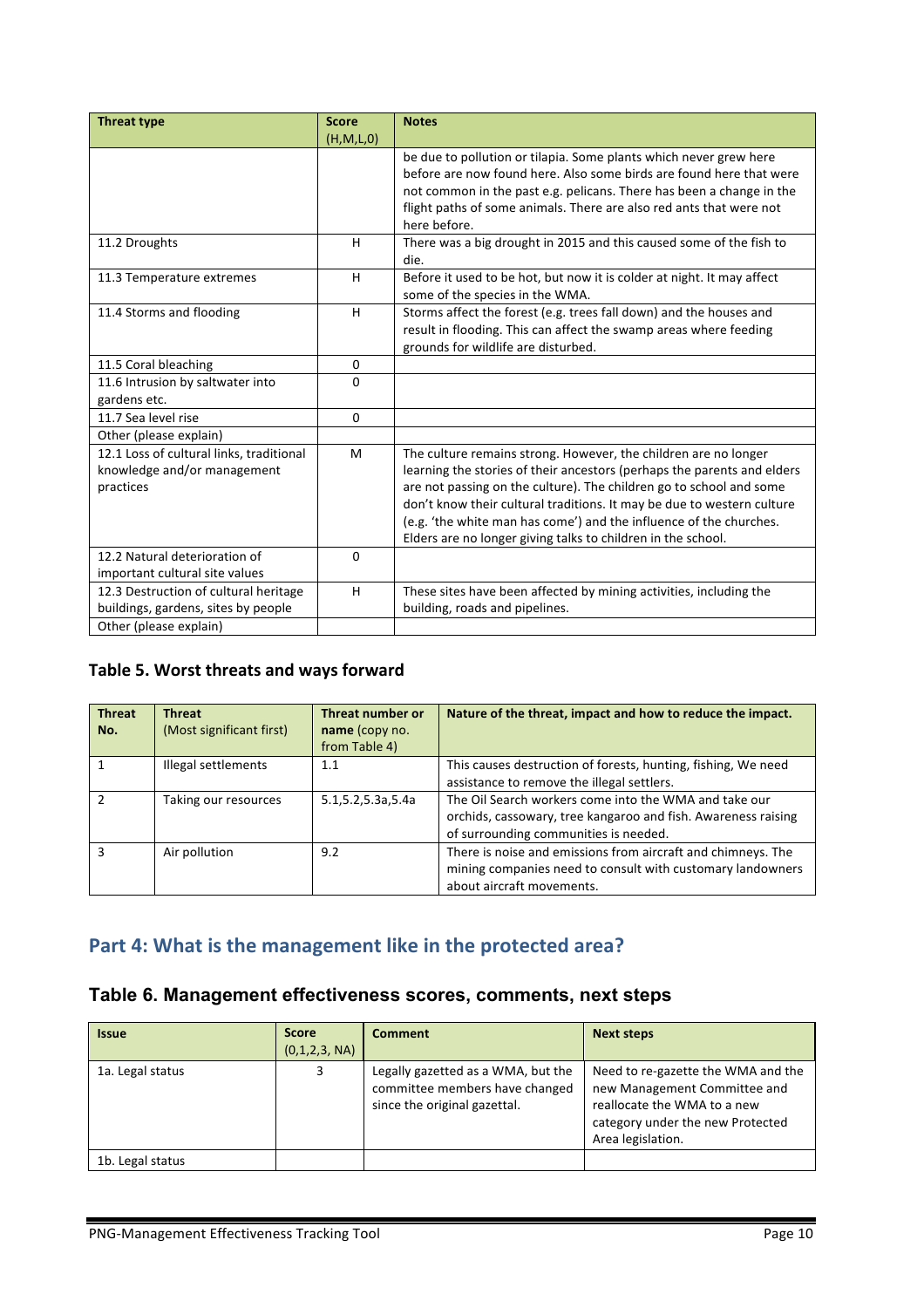| Threat type | Score (H,M,L,0) | Notes |
|---|---|---|
| | | be due to pollution or tilapia. Some plants which never grew here before are now found here. Also some birds are found here that were not common in the past e.g. pelicans. There has been a change in the flight paths of some animals. There are also red ants that were not here before. |
| 11.2 Droughts | H | There was a big drought in 2015 and this caused some of the fish to die. |
| 11.3 Temperature extremes | H | Before it used to be hot, but now it is colder at night. It may affect some of the species in the WMA. |
| 11.4 Storms and flooding | H | Storms affect the forest (e.g. trees fall down) and the houses and result in flooding. This can affect the swamp areas where feeding grounds for wildlife are disturbed. |
| 11.5 Coral bleaching | 0 | |
| 11.6 Intrusion by saltwater into gardens etc. | 0 | |
| 11.7 Sea level rise | 0 | |
| Other (please explain) | | |
| 12.1 Loss of cultural links, traditional knowledge and/or management practices | M | The culture remains strong. However, the children are no longer learning the stories of their ancestors (perhaps the parents and elders are not passing on the culture). The children go to school and some don't know their cultural traditions. It may be due to western culture (e.g. 'the white man has come') and the influence of the churches. Elders are no longer giving talks to children in the school. |
| 12.2 Natural deterioration of important cultural site values | 0 | |
| 12.3 Destruction of cultural heritage buildings, gardens, sites by people | H | These sites have been affected by mining activities, including the building, roads and pipelines. |
| Other (please explain) | | |

### Table 5. Worst threats and ways forward

| Threat No. | Threat (Most significant first) | Threat number or name (copy no. from Table 4) | Nature of the threat, impact and how to reduce the impact. |
|---|---|---|---|
| 1 | Illegal settlements | 1.1 | This causes destruction of forests, hunting, fishing, We need assistance to remove the illegal settlers. |
| 2 | Taking our resources | 5.1,5.2,5.3a,5.4a | The Oil Search workers come into the WMA and take our orchids, cassowary, tree kangaroo and fish. Awareness raising of surrounding communities is needed. |
| 3 | Air pollution | 9.2 | There is noise and emissions from aircraft and chimneys. The mining companies need to consult with customary landowners about aircraft movements. |

## Part 4: What is the management like in the protected area?

### Table 6. Management effectiveness scores, comments, next steps

| Issue | Score (0,1,2,3, NA) | Comment | Next steps |
|---|---|---|---|
| 1a. Legal status | 3 | Legally gazetted as a WMA, but the committee members have changed since the original gazettal. | Need to re-gazette the WMA and the new Management Committee and reallocate the WMA to a new category under the new Protected Area legislation. |
| 1b. Legal status | | | |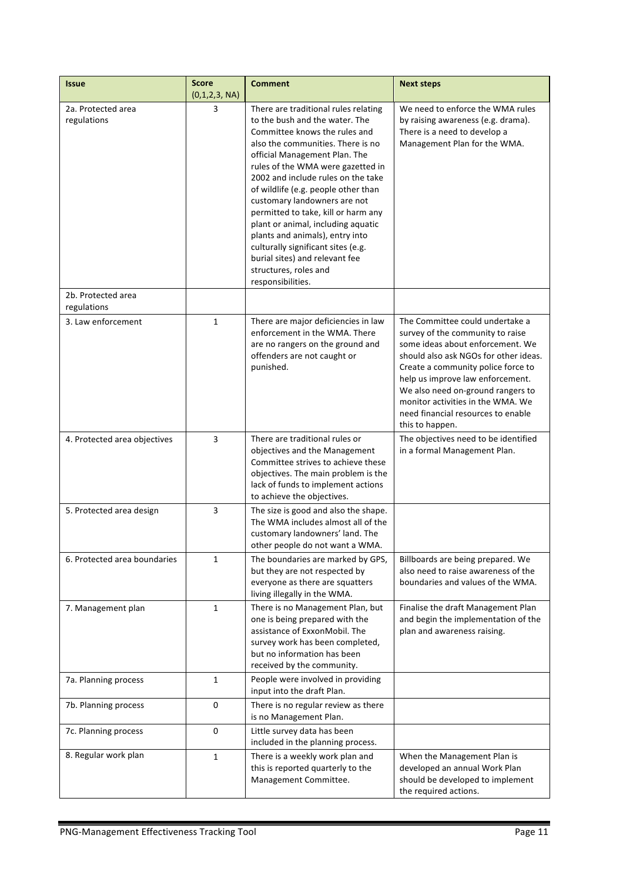| Issue | Score (0,1,2,3, NA) | Comment | Next steps |
|---|---|---|---|
| 2a. Protected area regulations | 3 | There are traditional rules relating to the bush and the water. The Committee knows the rules and also the communities. There is no official Management Plan. The rules of the WMA were gazetted in 2002 and include rules on the take of wildlife (e.g. people other than customary landowners are not permitted to take, kill or harm any plant or animal, including aquatic plants and animals), entry into culturally significant sites (e.g. burial sites) and relevant fee structures, roles and responsibilities. | We need to enforce the WMA rules by raising awareness (e.g. drama). There is a need to develop a Management Plan for the WMA. |
| 2b. Protected area regulations | | | |
| 3. Law enforcement | 1 | There are major deficiencies in law enforcement in the WMA. There are no rangers on the ground and offenders are not caught or punished. | The Committee could undertake a survey of the community to raise some ideas about enforcement. We should also ask NGOs for other ideas. Create a community police force to help us improve law enforcement. We also need on-ground rangers to monitor activities in the WMA. We need financial resources to enable this to happen. |
| 4. Protected area objectives | 3 | There are traditional rules or objectives and the Management Committee strives to achieve these objectives. The main problem is the lack of funds to implement actions to achieve the objectives. | The objectives need to be identified in a formal Management Plan. |
| 5. Protected area design | 3 | The size is good and also the shape. The WMA includes almost all of the customary landowners' land. The other people do not want a WMA. | |
| 6. Protected area boundaries | 1 | The boundaries are marked by GPS, but they are not respected by everyone as there are squatters living illegally in the WMA. | Billboards are being prepared. We also need to raise awareness of the boundaries and values of the WMA. |
| 7. Management plan | 1 | There is no Management Plan, but one is being prepared with the assistance of ExxonMobil. The survey work has been completed, but no information has been received by the community. | Finalise the draft Management Plan and begin the implementation of the plan and awareness raising. |
| 7a. Planning process | 1 | People were involved in providing input into the draft Plan. | |
| 7b. Planning process | 0 | There is no regular review as there is no Management Plan. | |
| 7c. Planning process | 0 | Little survey data has been included in the planning process. | |
| 8. Regular work plan | 1 | There is a weekly work plan and this is reported quarterly to the Management Committee. | When the Management Plan is developed an annual Work Plan should be developed to implement the required actions. |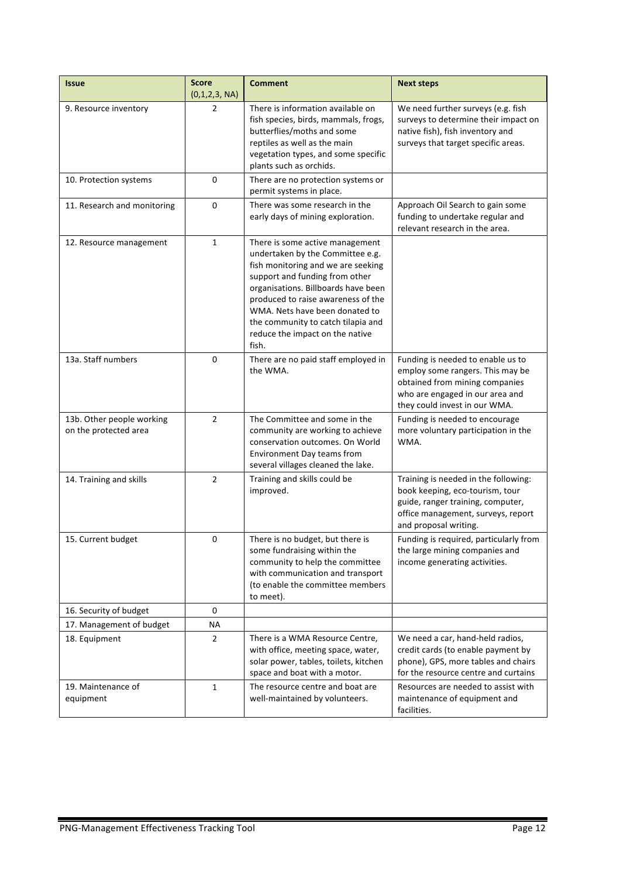| Issue | Score (0,1,2,3, NA) | Comment | Next steps |
|---|---|---|---|
| 9. Resource inventory | 2 | There is information available on fish species, birds, mammals, frogs, butterflies/moths and some reptiles as well as the main vegetation types, and some specific plants such as orchids. | We need further surveys (e.g. fish surveys to determine their impact on native fish), fish inventory and surveys that target specific areas. |
| 10. Protection systems | 0 | There are no protection systems or permit systems in place. | |
| 11. Research and monitoring | 0 | There was some research in the early days of mining exploration. | Approach Oil Search to gain some funding to undertake regular and relevant research in the area. |
| 12. Resource management | 1 | There is some active management undertaken by the Committee e.g. fish monitoring and we are seeking support and funding from other organisations. Billboards have been produced to raise awareness of the WMA. Nets have been donated to the community to catch tilapia and reduce the impact on the native fish. | |
| 13a. Staff numbers | 0 | There are no paid staff employed in the WMA. | Funding is needed to enable us to employ some rangers. This may be obtained from mining companies who are engaged in our area and they could invest in our WMA. |
| 13b. Other people working on the protected area | 2 | The Committee and some in the community are working to achieve conservation outcomes. On World Environment Day teams from several villages cleaned the lake. | Funding is needed to encourage more voluntary participation in the WMA. |
| 14. Training and skills | 2 | Training and skills could be improved. | Training is needed in the following: book keeping, eco-tourism, tour guide, ranger training, computer, office management, surveys, report and proposal writing. |
| 15. Current budget | 0 | There is no budget, but there is some fundraising within the community to help the committee with communication and transport (to enable the committee members to meet). | Funding is required, particularly from the large mining companies and income generating activities. |
| 16. Security of budget | 0 | | |
| 17. Management of budget | NA | | |
| 18. Equipment | 2 | There is a WMA Resource Centre, with office, meeting space, water, solar power, tables, toilets, kitchen space and boat with a motor. | We need a car, hand-held radios, credit cards (to enable payment by phone), GPS, more tables and chairs for the resource centre and curtains |
| 19. Maintenance of equipment | 1 | The resource centre and boat are well-maintained by volunteers. | Resources are needed to assist with maintenance of equipment and facilities. |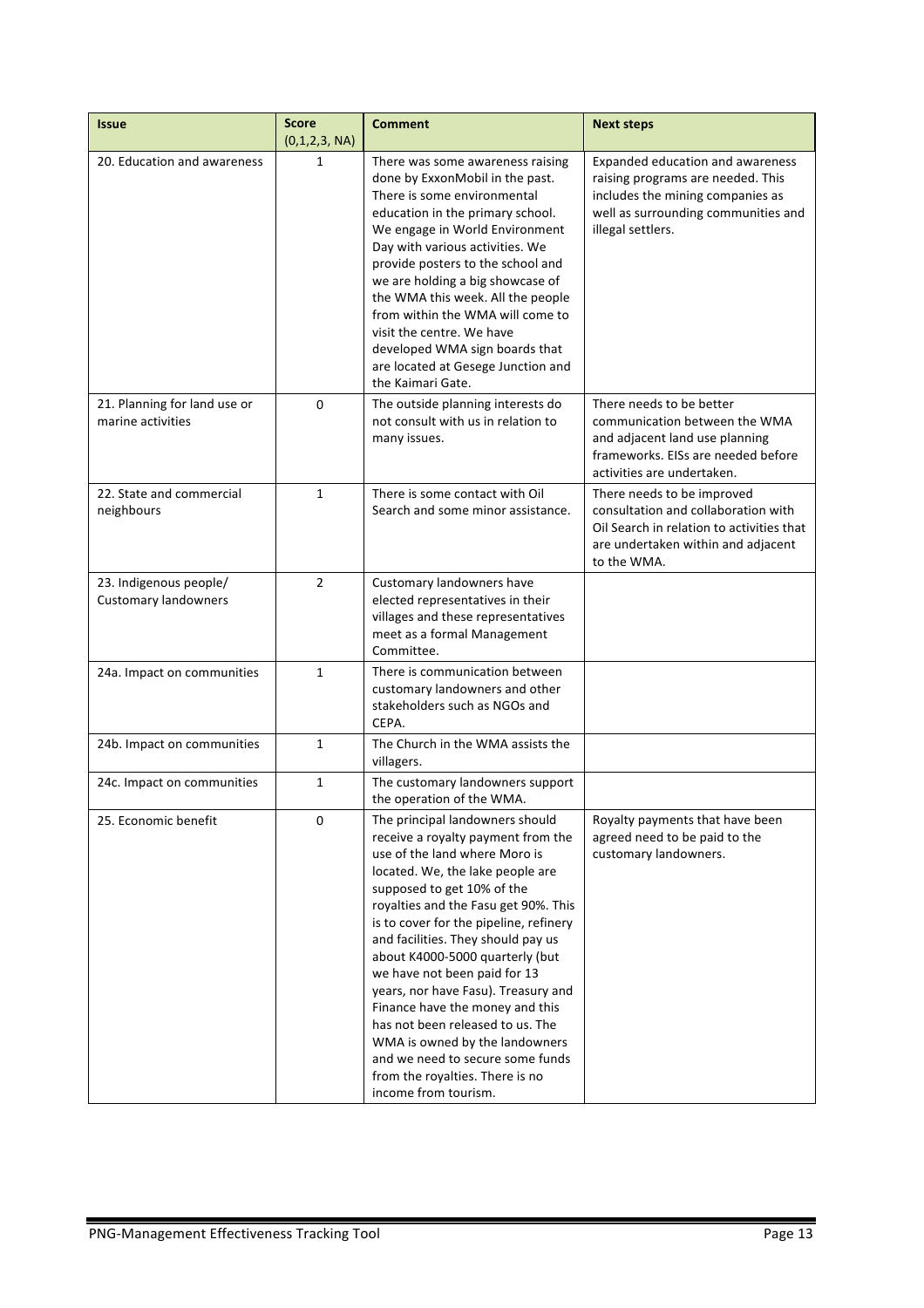| Issue | Score (0,1,2,3, NA) | Comment | Next steps |
|---|---|---|---|
| 20. Education and awareness | 1 | There was some awareness raising done by ExxonMobil in the past. There is some environmental education in the primary school. We engage in World Environment Day with various activities. We provide posters to the school and we are holding a big showcase of the WMA this week. All the people from within the WMA will come to visit the centre. We have developed WMA sign boards that are located at Gesege Junction and the Kaimari Gate. | Expanded education and awareness raising programs are needed. This includes the mining companies as well as surrounding communities and illegal settlers. |
| 21. Planning for land use or marine activities | 0 | The outside planning interests do not consult with us in relation to many issues. | There needs to be better communication between the WMA and adjacent land use planning frameworks. EISs are needed before activities are undertaken. |
| 22. State and commercial neighbours | 1 | There is some contact with Oil Search and some minor assistance. | There needs to be improved consultation and collaboration with Oil Search in relation to activities that are undertaken within and adjacent to the WMA. |
| 23. Indigenous people/ Customary landowners | 2 | Customary landowners have elected representatives in their villages and these representatives meet as a formal Management Committee. | |
| 24a. Impact on communities | 1 | There is communication between customary landowners and other stakeholders such as NGOs and CEPA. | |
| 24b. Impact on communities | 1 | The Church in the WMA assists the villagers. | |
| 24c. Impact on communities | 1 | The customary landowners support the operation of the WMA. | |
| 25. Economic benefit | 0 | The principal landowners should receive a royalty payment from the use of the land where Moro is located. We, the lake people are supposed to get 10% of the royalties and the Fasu get 90%. This is to cover for the pipeline, refinery and facilities. They should pay us about K4000-5000 quarterly (but we have not been paid for 13 years, nor have Fasu). Treasury and Finance have the money and this has not been released to us. The WMA is owned by the landowners and we need to secure some funds from the royalties. There is no income from tourism. | Royalty payments that have been agreed need to be paid to the customary landowners. |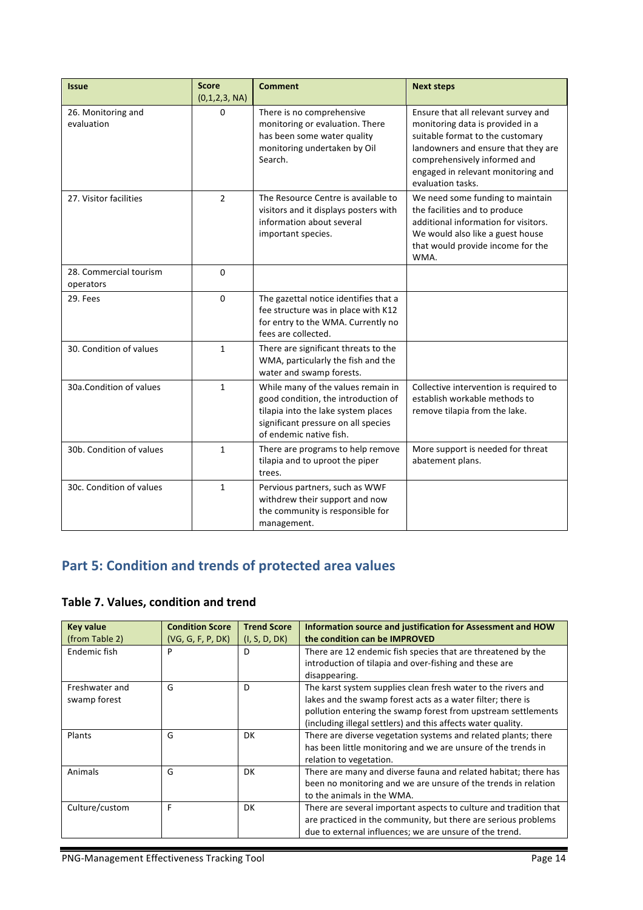| Issue | Score (0,1,2,3, NA) | Comment | Next steps |
|---|---|---|---|
| 26. Monitoring and evaluation | 0 | There is no comprehensive monitoring or evaluation. There has been some water quality monitoring undertaken by Oil Search. | Ensure that all relevant survey and monitoring data is provided in a suitable format to the customary landowners and ensure that they are comprehensively informed and engaged in relevant monitoring and evaluation tasks. |
| 27. Visitor facilities | 2 | The Resource Centre is available to visitors and it displays posters with information about several important species. | We need some funding to maintain the facilities and to produce additional information for visitors. We would also like a guest house that would provide income for the WMA. |
| 28. Commercial tourism operators | 0 | | |
| 29. Fees | 0 | The gazettal notice identifies that a fee structure was in place with K12 for entry to the WMA. Currently no fees are collected. | |
| 30. Condition of values | 1 | There are significant threats to the WMA, particularly the fish and the water and swamp forests. | |
| 30a.Condition of values | 1 | While many of the values remain in good condition, the introduction of tilapia into the lake system places significant pressure on all species of endemic native fish. | Collective intervention is required to establish workable methods to remove tilapia from the lake. |
| 30b. Condition of values | 1 | There are programs to help remove tilapia and to uproot the piper trees. | More support is needed for threat abatement plans. |
| 30c. Condition of values | 1 | Pervious partners, such as WWF withdrew their support and now the community is responsible for management. | |

## Part 5: Condition and trends of protected area values

### Table 7. Values, condition and trend

| Key value (from Table 2) | Condition Score (VG, G, F, P, DK) | Trend Score (I, S, D, DK) | Information source and justification for Assessment and HOW the condition can be IMPROVED |
|---|---|---|---|
| Endemic fish | P | D | There are 12 endemic fish species that are threatened by the introduction of tilapia and over-fishing and these are disappearing. |
| Freshwater and swamp forest | G | D | The karst system supplies clean fresh water to the rivers and lakes and the swamp forest acts as a water filter; there is pollution entering the swamp forest from upstream settlements (including illegal settlers) and this affects water quality. |
| Plants | G | DK | There are diverse vegetation systems and related plants; there has been little monitoring and we are unsure of the trends in relation to vegetation. |
| Animals | G | DK | There are many and diverse fauna and related habitat; there has been no monitoring and we are unsure of the trends in relation to the animals in the WMA. |
| Culture/custom | F | DK | There are several important aspects to culture and tradition that are practiced in the community, but there are serious problems due to external influences; we are unsure of the trend. |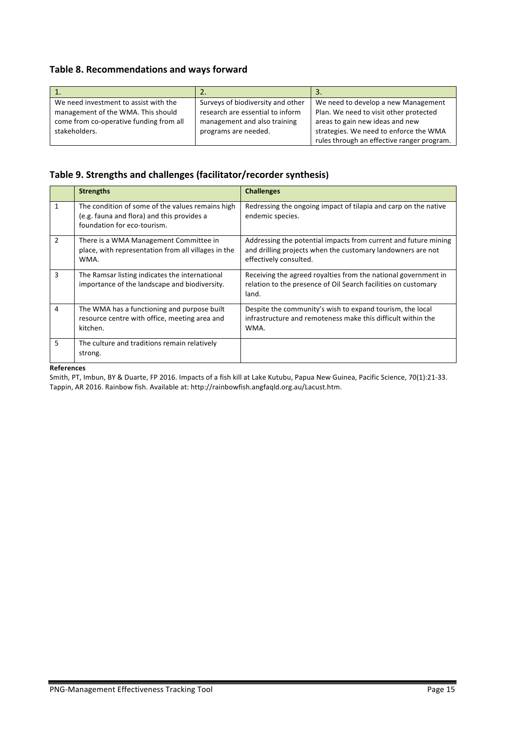## Table 8. Recommendations and ways forward

| 1. | 2. | 3. |
|---|---|---|
| We need investment to assist with the management of the WMA. This should come from co-operative funding from all stakeholders. | Surveys of biodiversity and other research are essential to inform management and also training programs are needed. | We need to develop a new Management Plan. We need to visit other protected areas to gain new ideas and new strategies. We need to enforce the WMA rules through an effective ranger program. |

## Table 9. Strengths and challenges (facilitator/recorder synthesis)

| | Strengths | Challenges |
|---|---|---|
| 1 | The condition of some of the values remains high (e.g. fauna and flora) and this provides a foundation for eco-tourism. | Redressing the ongoing impact of tilapia and carp on the native endemic species. |
| 2 | There is a WMA Management Committee in place, with representation from all villages in the WMA. | Addressing the potential impacts from current and future mining and drilling projects when the customary landowners are not effectively consulted. |
| 3 | The Ramsar listing indicates the international importance of the landscape and biodiversity. | Receiving the agreed royalties from the national government in relation to the presence of Oil Search facilities on customary land. |
| 4 | The WMA has a functioning and purpose built resource centre with office, meeting area and kitchen. | Despite the community's wish to expand tourism, the local infrastructure and remoteness make this difficult within the WMA. |
| 5 | The culture and traditions remain relatively strong. | |

**References**

Smith, PT, Imbun, BY & Duarte, FP 2016. Impacts of a fish kill at Lake Kutubu, Papua New Guinea, Pacific Science, 70(1):21-33.
Tappin, AR 2016. Rainbow fish. Available at: http://rainbowfish.angfaqld.org.au/Lacust.htm.